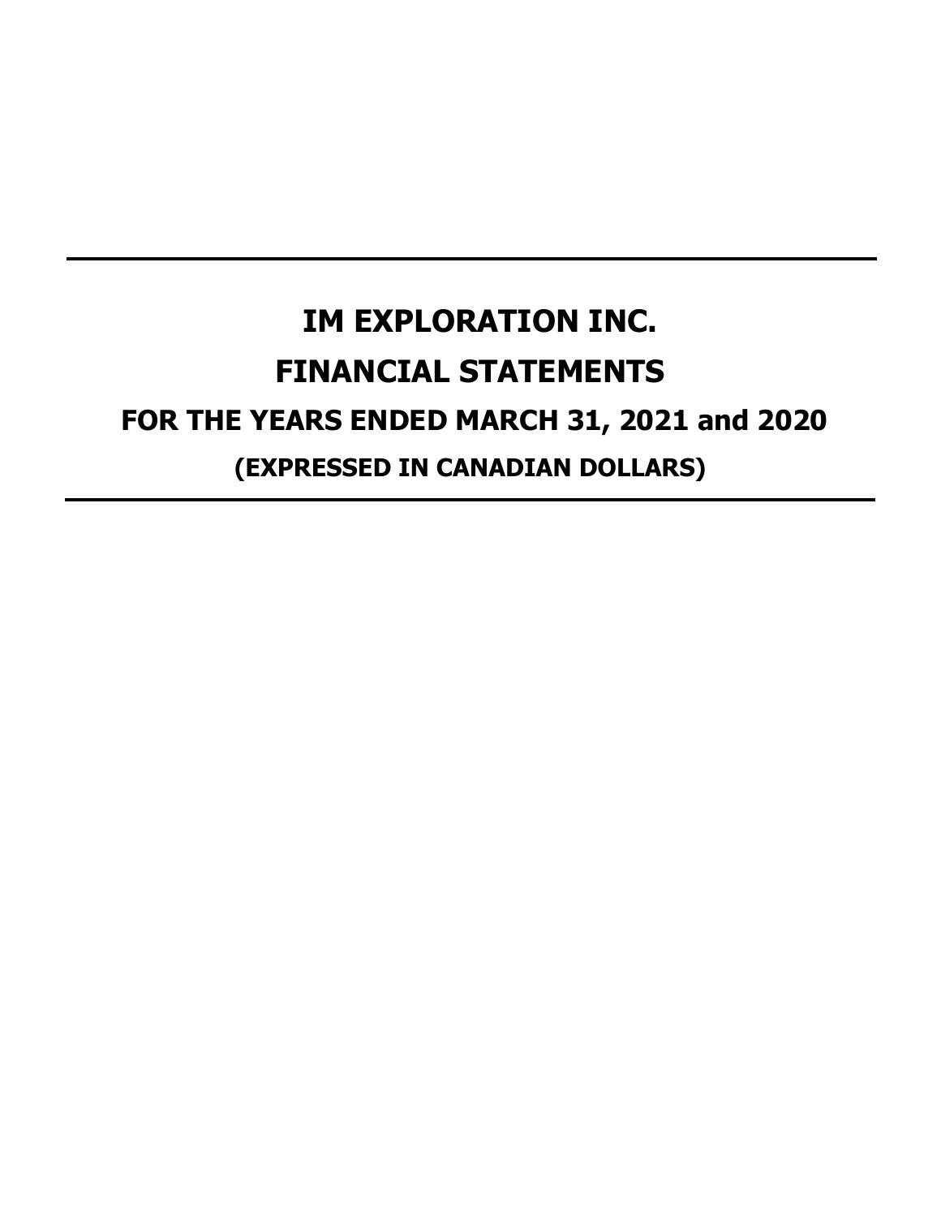# IM EXPLORATION INC.

# FINANCIAL STATEMENTS

## FOR THE YEARS ENDED MARCH 31, 2021 and 2020

### (EXPRESSED IN CANADIAN DOLLARS)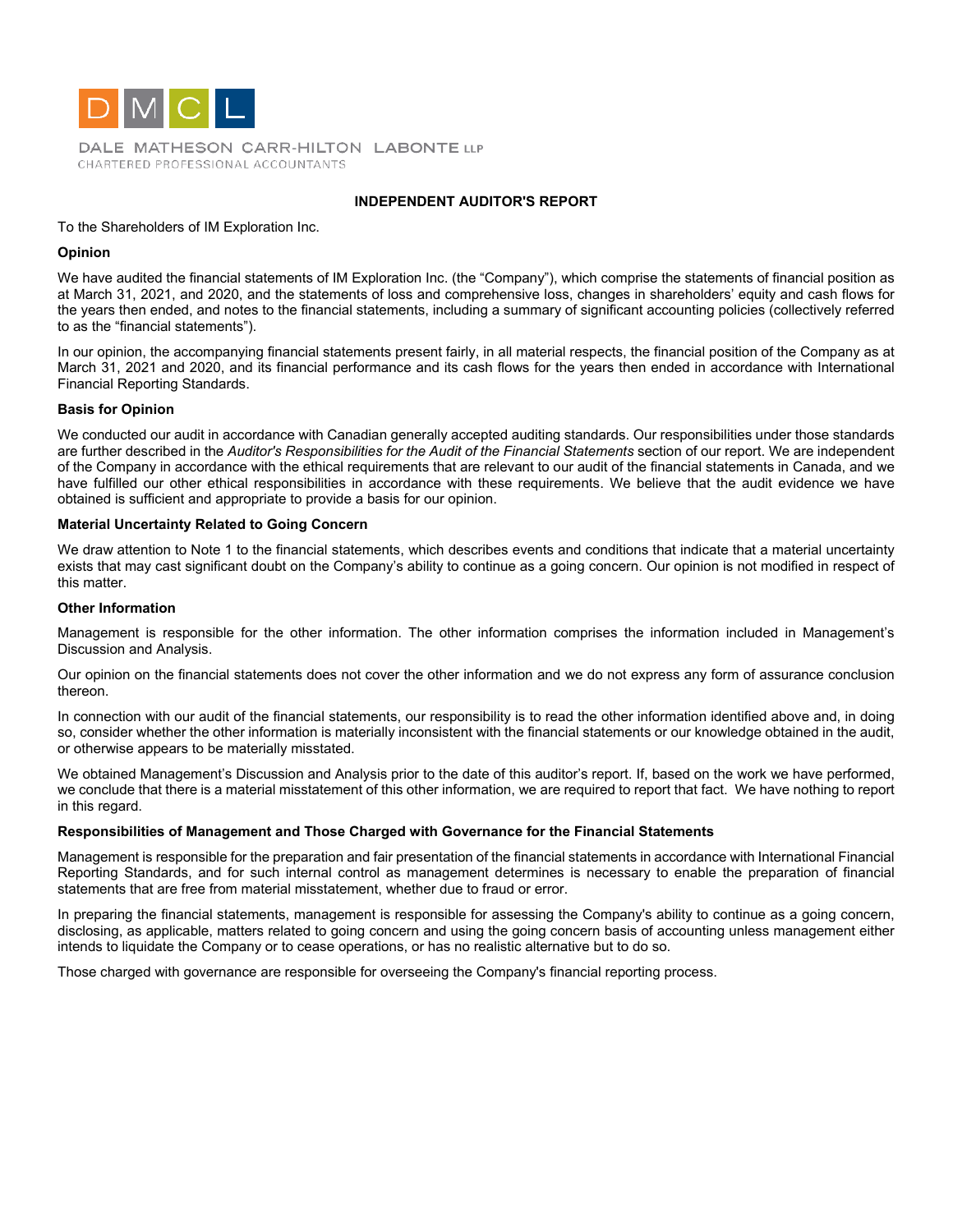DMCL

DALE MATHESON CARR-HILTON LABONTE LLP
CHARTERED PROFESSIONAL ACCOUNTANTS

## INDEPENDENT AUDITOR'S REPORT

To the Shareholders of IM Exploration Inc.

### Opinion

We have audited the financial statements of IM Exploration Inc. (the "Company"), which comprise the statements of financial position as at March 31, 2021, and 2020, and the statements of loss and comprehensive loss, changes in shareholders' equity and cash flows for the years then ended, and notes to the financial statements, including a summary of significant accounting policies (collectively referred to as the "financial statements").

In our opinion, the accompanying financial statements present fairly, in all material respects, the financial position of the Company as at March 31, 2021 and 2020, and its financial performance and its cash flows for the years then ended in accordance with International Financial Reporting Standards.

### Basis for Opinion

We conducted our audit in accordance with Canadian generally accepted auditing standards. Our responsibilities under those standards are further described in the *Auditor's Responsibilities for the Audit of the Financial Statements* section of our report. We are independent of the Company in accordance with the ethical requirements that are relevant to our audit of the financial statements in Canada, and we have fulfilled our other ethical responsibilities in accordance with these requirements. We believe that the audit evidence we have obtained is sufficient and appropriate to provide a basis for our opinion.

### Material Uncertainty Related to Going Concern

We draw attention to Note 1 to the financial statements, which describes events and conditions that indicate that a material uncertainty exists that may cast significant doubt on the Company's ability to continue as a going concern. Our opinion is not modified in respect of this matter.

### Other Information

Management is responsible for the other information. The other information comprises the information included in Management's Discussion and Analysis.

Our opinion on the financial statements does not cover the other information and we do not express any form of assurance conclusion thereon.

In connection with our audit of the financial statements, our responsibility is to read the other information identified above and, in doing so, consider whether the other information is materially inconsistent with the financial statements or our knowledge obtained in the audit, or otherwise appears to be materially misstated.

We obtained Management's Discussion and Analysis prior to the date of this auditor's report. If, based on the work we have performed, we conclude that there is a material misstatement of this other information, we are required to report that fact. We have nothing to report in this regard.

### Responsibilities of Management and Those Charged with Governance for the Financial Statements

Management is responsible for the preparation and fair presentation of the financial statements in accordance with International Financial Reporting Standards, and for such internal control as management determines is necessary to enable the preparation of financial statements that are free from material misstatement, whether due to fraud or error.

In preparing the financial statements, management is responsible for assessing the Company's ability to continue as a going concern, disclosing, as applicable, matters related to going concern and using the going concern basis of accounting unless management either intends to liquidate the Company or to cease operations, or has no realistic alternative but to do so.

Those charged with governance are responsible for overseeing the Company's financial reporting process.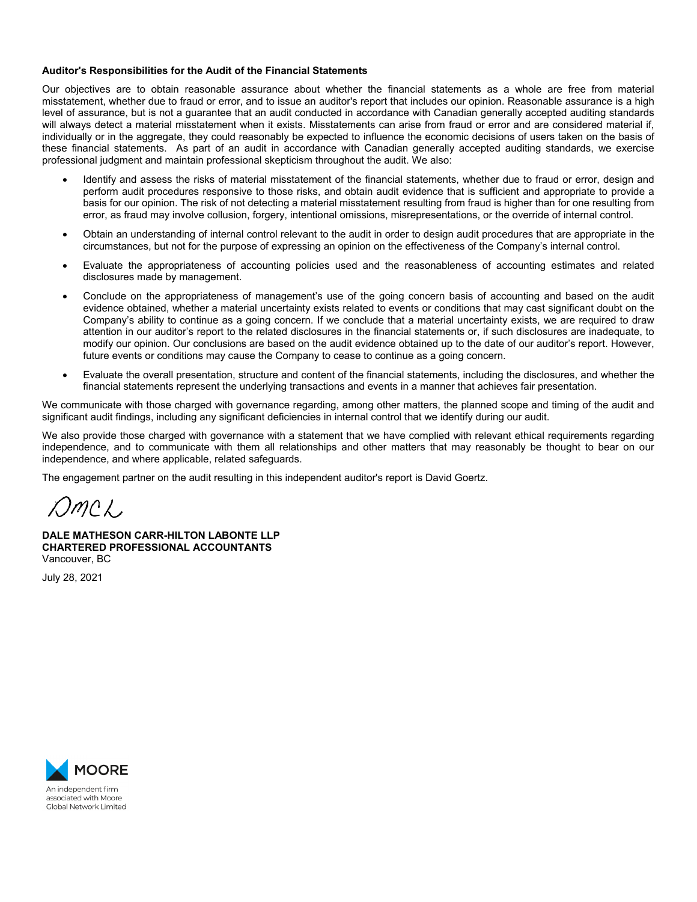**Auditor's Responsibilities for the Audit of the Financial Statements**

Our objectives are to obtain reasonable assurance about whether the financial statements as a whole are free from material misstatement, whether due to fraud or error, and to issue an auditor's report that includes our opinion. Reasonable assurance is a high level of assurance, but is not a guarantee that an audit conducted in accordance with Canadian generally accepted auditing standards will always detect a material misstatement when it exists. Misstatements can arise from fraud or error and are considered material if, individually or in the aggregate, they could reasonably be expected to influence the economic decisions of users taken on the basis of these financial statements. As part of an audit in accordance with Canadian generally accepted auditing standards, we exercise professional judgment and maintain professional skepticism throughout the audit. We also:

- Identify and assess the risks of material misstatement of the financial statements, whether due to fraud or error, design and perform audit procedures responsive to those risks, and obtain audit evidence that is sufficient and appropriate to provide a basis for our opinion. The risk of not detecting a material misstatement resulting from fraud is higher than for one resulting from error, as fraud may involve collusion, forgery, intentional omissions, misrepresentations, or the override of internal control.
- Obtain an understanding of internal control relevant to the audit in order to design audit procedures that are appropriate in the circumstances, but not for the purpose of expressing an opinion on the effectiveness of the Company's internal control.
- Evaluate the appropriateness of accounting policies used and the reasonableness of accounting estimates and related disclosures made by management.
- Conclude on the appropriateness of management's use of the going concern basis of accounting and based on the audit evidence obtained, whether a material uncertainty exists related to events or conditions that may cast significant doubt on the Company's ability to continue as a going concern. If we conclude that a material uncertainty exists, we are required to draw attention in our auditor's report to the related disclosures in the financial statements or, if such disclosures are inadequate, to modify our opinion. Our conclusions are based on the audit evidence obtained up to the date of our auditor's report. However, future events or conditions may cause the Company to cease to continue as a going concern.
- Evaluate the overall presentation, structure and content of the financial statements, including the disclosures, and whether the financial statements represent the underlying transactions and events in a manner that achieves fair presentation.

We communicate with those charged with governance regarding, among other matters, the planned scope and timing of the audit and significant audit findings, including any significant deficiencies in internal control that we identify during our audit.

We also provide those charged with governance with a statement that we have complied with relevant ethical requirements regarding independence, and to communicate with them all relationships and other matters that may reasonably be thought to bear on our independence, and where applicable, related safeguards.

The engagement partner on the audit resulting in this independent auditor's report is David Goertz.

DMCL

**DALE MATHESON CARR-HILTON LABONTE LLP**
**CHARTERED PROFESSIONAL ACCOUNTANTS**
Vancouver, BC

July 28, 2021

MOORE
An independent firm associated with Moore Global Network Limited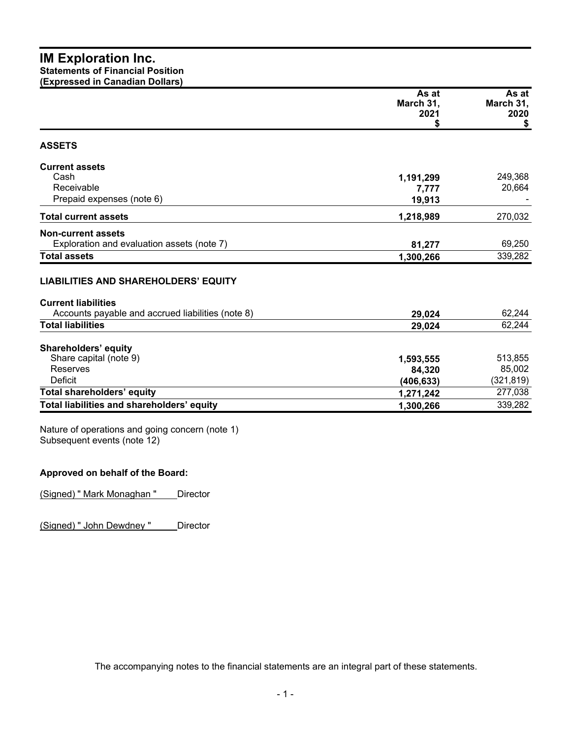# IM Exploration Inc.

**Statements of Financial Position**
**(Expressed in Canadian Dollars)**

| | As at March 31, 2021 $ | As at March 31, 2020 $ |
|---|---|---|
| **ASSETS** | | |
| **Current assets** | | |
| Cash | **1,191,299** | 249,368 |
| Receivable | **7,777** | 20,664 |
| Prepaid expenses (note 6) | **19,913** | - |
| **Total current assets** | **1,218,989** | 270,032 |
| **Non-current assets** | | |
| Exploration and evaluation assets (note 7) | **81,277** | 69,250 |
| **Total assets** | **1,300,266** | 339,282 |
| **LIABILITIES AND SHAREHOLDERS' EQUITY** | | |
| **Current liabilities** | | |
| Accounts payable and accrued liabilities (note 8) | **29,024** | 62,244 |
| **Total liabilities** | **29,024** | 62,244 |
| **Shareholders' equity** | | |
| Share capital (note 9) | **1,593,555** | 513,855 |
| Reserves | **84,320** | 85,002 |
| Deficit | **(406,633)** | (321,819) |
| **Total shareholders' equity** | **1,271,242** | 277,038 |
| **Total liabilities and shareholders' equity** | **1,300,266** | 339,282 |

Nature of operations and going concern (note 1)
Subsequent events (note 12)

**Approved on behalf of the Board:**

(Signed) " Mark Monaghan " Director

(Signed) " John Dewdney " Director

The accompanying notes to the financial statements are an integral part of these statements.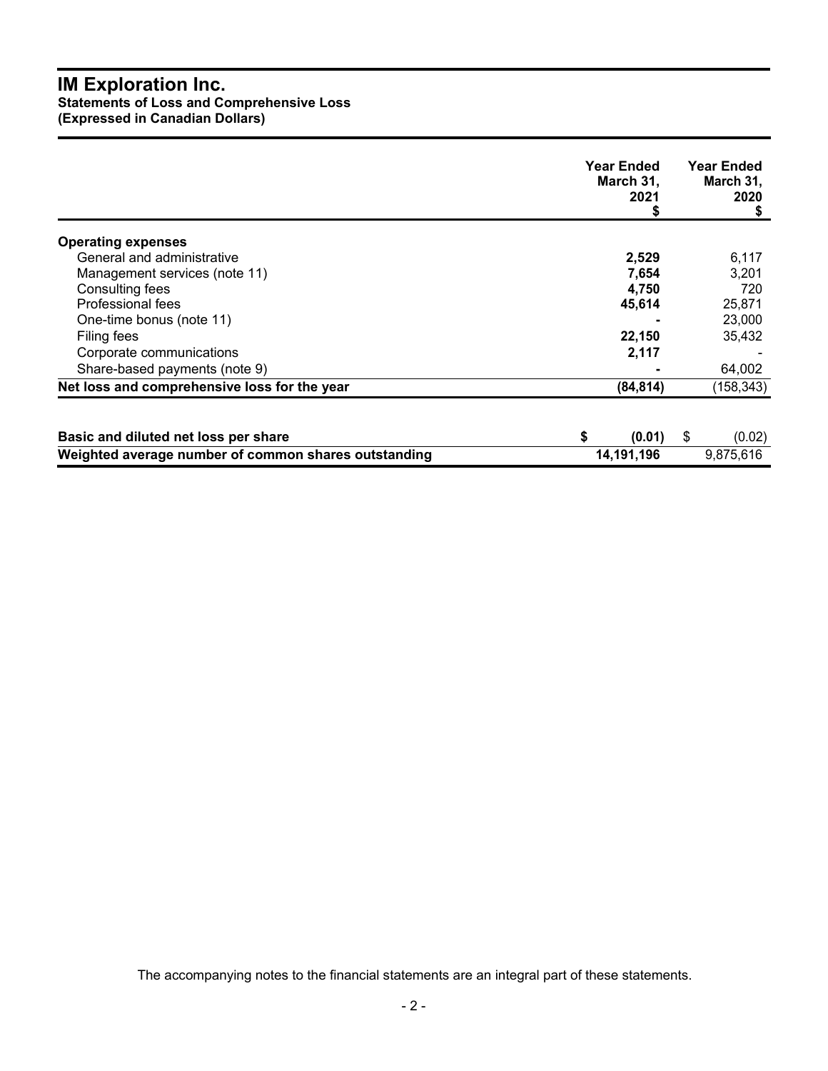# IM Exploration Inc.

**Statements of Loss and Comprehensive Loss**
**(Expressed in Canadian Dollars)**

| | Year Ended March 31, 2021 $ | Year Ended March 31, 2020 $ |
|---|---|---|
| **Operating expenses** | | |
| General and administrative | **2,529** | 6,117 |
| Management services (note 11) | **7,654** | 3,201 |
| Consulting fees | **4,750** | 720 |
| Professional fees | **45,614** | 25,871 |
| One-time bonus (note 11) | **-** | 23,000 |
| Filing fees | **22,150** | 35,432 |
| Corporate communications | **2,117** | - |
| Share-based payments (note 9) | **-** | 64,002 |
| **Net loss and comprehensive loss for the year** | **(84,814)** | (158,343) |
| | | |
| **Basic and diluted net loss per share** | **$ (0.01)** | $ (0.02) |
| **Weighted average number of common shares outstanding** | **14,191,196** | 9,875,616 |

The accompanying notes to the financial statements are an integral part of these statements.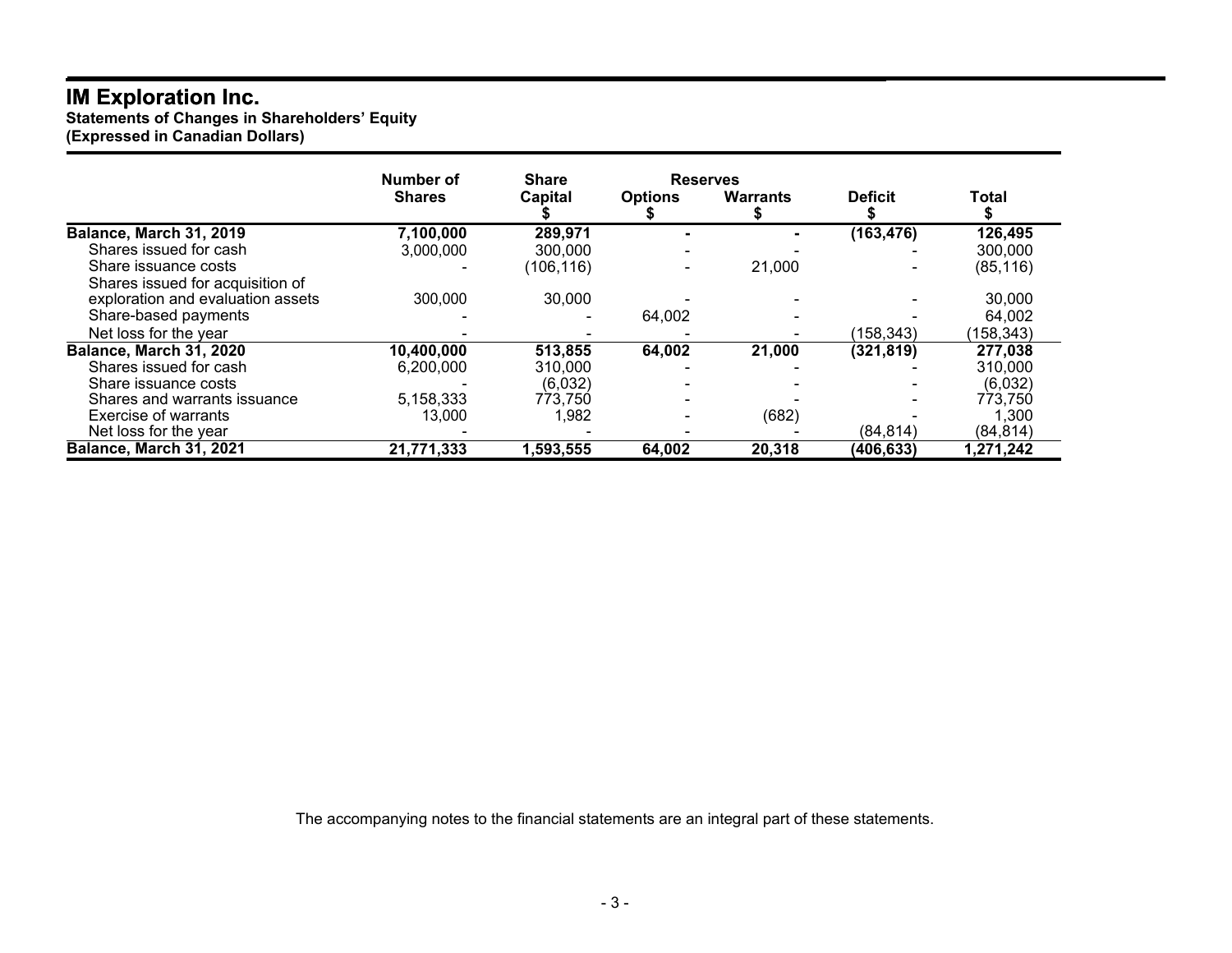# IM Exploration Inc.

**Statements of Changes in Shareholders' Equity**
**(Expressed in Canadian Dollars)**

| | Number of Shares | Share Capital $ | Reserves Options $ | Reserves Warrants $ | Deficit $ | Total $ |
|---|---|---|---|---|---|---|
| **Balance, March 31, 2019** | **7,100,000** | **289,971** | **-** | **-** | **(163,476)** | **126,495** |
| Shares issued for cash | 3,000,000 | 300,000 | - | - | - | 300,000 |
| Share issuance costs | - | (106,116) | - | 21,000 | - | (85,116) |
| Shares issued for acquisition of exploration and evaluation assets | 300,000 | 30,000 | - | - | - | 30,000 |
| Share-based payments | - | - | 64,002 | - | - | 64,002 |
| Net loss for the year | - | - | - | - | (158,343) | (158,343) |
| **Balance, March 31, 2020** | **10,400,000** | **513,855** | **64,002** | **21,000** | **(321,819)** | **277,038** |
| Shares issued for cash | 6,200,000 | 310,000 | - | - | - | 310,000 |
| Share issuance costs | - | (6,032) | - | - | - | (6,032) |
| Shares and warrants issuance | 5,158,333 | 773,750 | - | - | - | 773,750 |
| Exercise of warrants | 13,000 | 1,982 | - | (682) | - | 1,300 |
| Net loss for the year | - | - | - | - | (84,814) | (84,814) |
| **Balance, March 31, 2021** | **21,771,333** | **1,593,555** | **64,002** | **20,318** | **(406,633)** | **1,271,242** |

The accompanying notes to the financial statements are an integral part of these statements.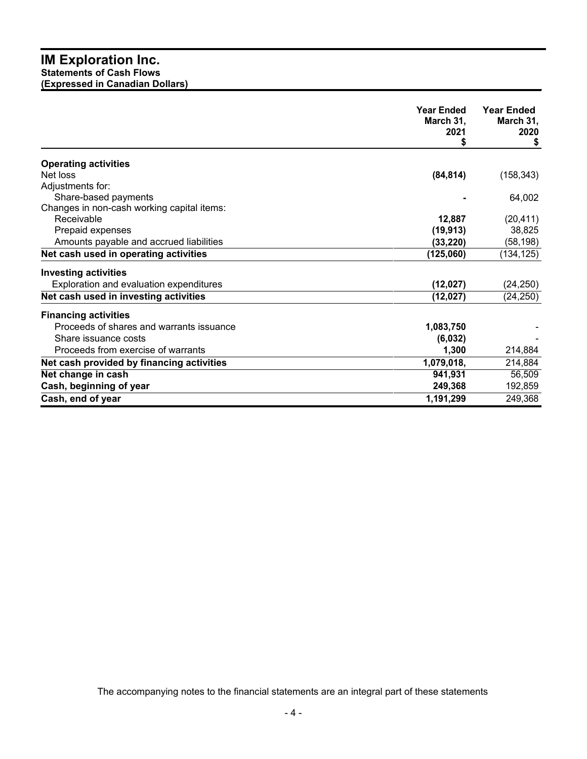# IM Exploration Inc.

**Statements of Cash Flows**
**(Expressed in Canadian Dollars)**

| | Year Ended March 31, 2021 $ | Year Ended March 31, 2020 $ |
|---|---|---|
| **Operating activities** | | |
| Net loss | **(84,814)** | (158,343) |
| Adjustments for: | | |
| Share-based payments | **-** | 64,002 |
| Changes in non-cash working capital items: | | |
| Receivable | **12,887** | (20,411) |
| Prepaid expenses | **(19,913)** | 38,825 |
| Amounts payable and accrued liabilities | **(33,220)** | (58,198) |
| **Net cash used in operating activities** | **(125,060)** | (134,125) |
| **Investing activities** | | |
| Exploration and evaluation expenditures | **(12,027)** | (24,250) |
| **Net cash used in investing activities** | **(12,027)** | (24,250) |
| **Financing activities** | | |
| Proceeds of shares and warrants issuance | **1,083,750** | - |
| Share issuance costs | **(6,032)** | - |
| Proceeds from exercise of warrants | **1,300** | 214,884 |
| **Net cash provided by financing activities** | **1,079,018,** | 214,884 |
| **Net change in cash** | **941,931** | 56,509 |
| **Cash, beginning of year** | **249,368** | 192,859 |
| **Cash, end of year** | **1,191,299** | 249,368 |

The accompanying notes to the financial statements are an integral part of these statements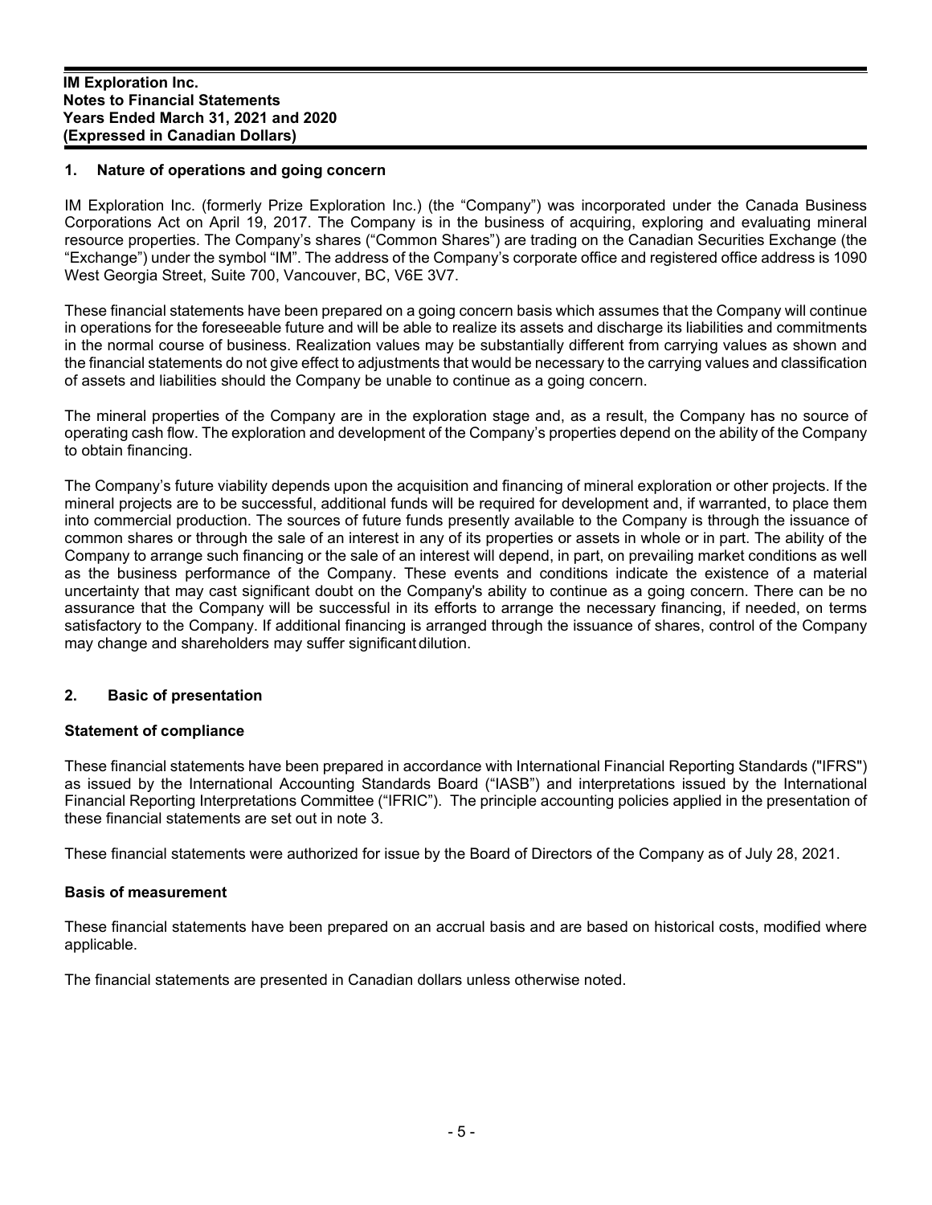## 1. Nature of operations and going concern

IM Exploration Inc. (formerly Prize Exploration Inc.) (the "Company") was incorporated under the Canada Business Corporations Act on April 19, 2017. The Company is in the business of acquiring, exploring and evaluating mineral resource properties. The Company's shares ("Common Shares") are trading on the Canadian Securities Exchange (the "Exchange") under the symbol "IM". The address of the Company's corporate office and registered office address is 1090 West Georgia Street, Suite 700, Vancouver, BC, V6E 3V7.

These financial statements have been prepared on a going concern basis which assumes that the Company will continue in operations for the foreseeable future and will be able to realize its assets and discharge its liabilities and commitments in the normal course of business. Realization values may be substantially different from carrying values as shown and the financial statements do not give effect to adjustments that would be necessary to the carrying values and classification of assets and liabilities should the Company be unable to continue as a going concern.

The mineral properties of the Company are in the exploration stage and, as a result, the Company has no source of operating cash flow. The exploration and development of the Company's properties depend on the ability of the Company to obtain financing.

The Company's future viability depends upon the acquisition and financing of mineral exploration or other projects. If the mineral projects are to be successful, additional funds will be required for development and, if warranted, to place them into commercial production. The sources of future funds presently available to the Company is through the issuance of common shares or through the sale of an interest in any of its properties or assets in whole or in part. The ability of the Company to arrange such financing or the sale of an interest will depend, in part, on prevailing market conditions as well as the business performance of the Company. These events and conditions indicate the existence of a material uncertainty that may cast significant doubt on the Company's ability to continue as a going concern. There can be no assurance that the Company will be successful in its efforts to arrange the necessary financing, if needed, on terms satisfactory to the Company. If additional financing is arranged through the issuance of shares, control of the Company may change and shareholders may suffer significant dilution.

## 2. Basic of presentation

### Statement of compliance

These financial statements have been prepared in accordance with International Financial Reporting Standards ("IFRS") as issued by the International Accounting Standards Board ("IASB") and interpretations issued by the International Financial Reporting Interpretations Committee ("IFRIC"). The principle accounting policies applied in the presentation of these financial statements are set out in note 3.

These financial statements were authorized for issue by the Board of Directors of the Company as of July 28, 2021.

### Basis of measurement

These financial statements have been prepared on an accrual basis and are based on historical costs, modified where applicable.

The financial statements are presented in Canadian dollars unless otherwise noted.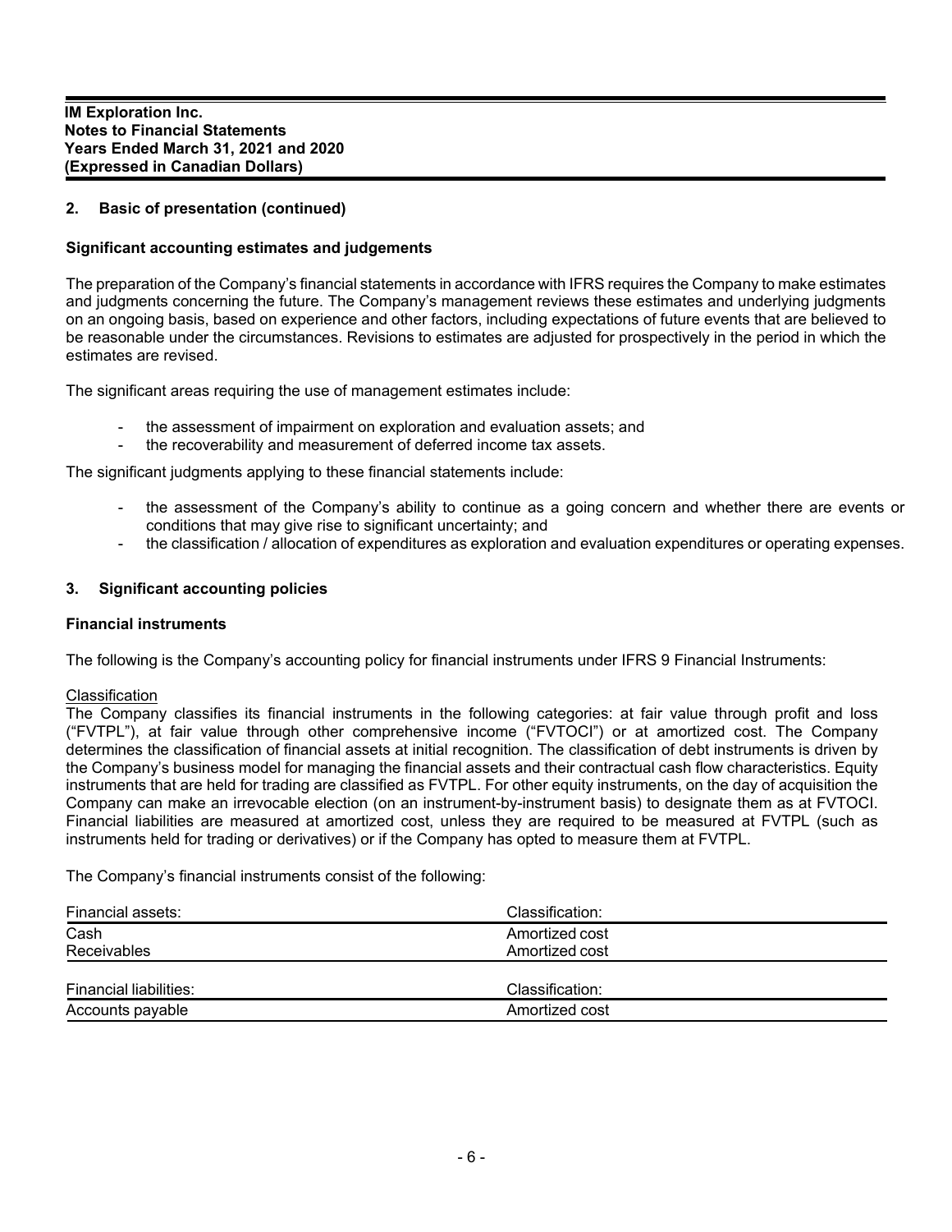## 2. Basic of presentation (continued)

### Significant accounting estimates and judgements

The preparation of the Company's financial statements in accordance with IFRS requires the Company to make estimates and judgments concerning the future. The Company's management reviews these estimates and underlying judgments on an ongoing basis, based on experience and other factors, including expectations of future events that are believed to be reasonable under the circumstances. Revisions to estimates are adjusted for prospectively in the period in which the estimates are revised.

The significant areas requiring the use of management estimates include:

- the assessment of impairment on exploration and evaluation assets; and
- the recoverability and measurement of deferred income tax assets.

The significant judgments applying to these financial statements include:

- the assessment of the Company's ability to continue as a going concern and whether there are events or conditions that may give rise to significant uncertainty; and
- the classification / allocation of expenditures as exploration and evaluation expenditures or operating expenses.

## 3. Significant accounting policies

### Financial instruments

The following is the Company's accounting policy for financial instruments under IFRS 9 Financial Instruments:

Classification

The Company classifies its financial instruments in the following categories: at fair value through profit and loss ("FVTPL"), at fair value through other comprehensive income ("FVTOCI") or at amortized cost. The Company determines the classification of financial assets at initial recognition. The classification of debt instruments is driven by the Company's business model for managing the financial assets and their contractual cash flow characteristics. Equity instruments that are held for trading are classified as FVTPL. For other equity instruments, on the day of acquisition the Company can make an irrevocable election (on an instrument-by-instrument basis) to designate them as at FVTOCI. Financial liabilities are measured at amortized cost, unless they are required to be measured at FVTPL (such as instruments held for trading or derivatives) or if the Company has opted to measure them at FVTPL.

The Company's financial instruments consist of the following:

| Financial assets: | Classification: |
|---|---|
| Cash | Amortized cost |
| Receivables | Amortized cost |

| Financial liabilities: | Classification: |
|---|---|
| Accounts payable | Amortized cost |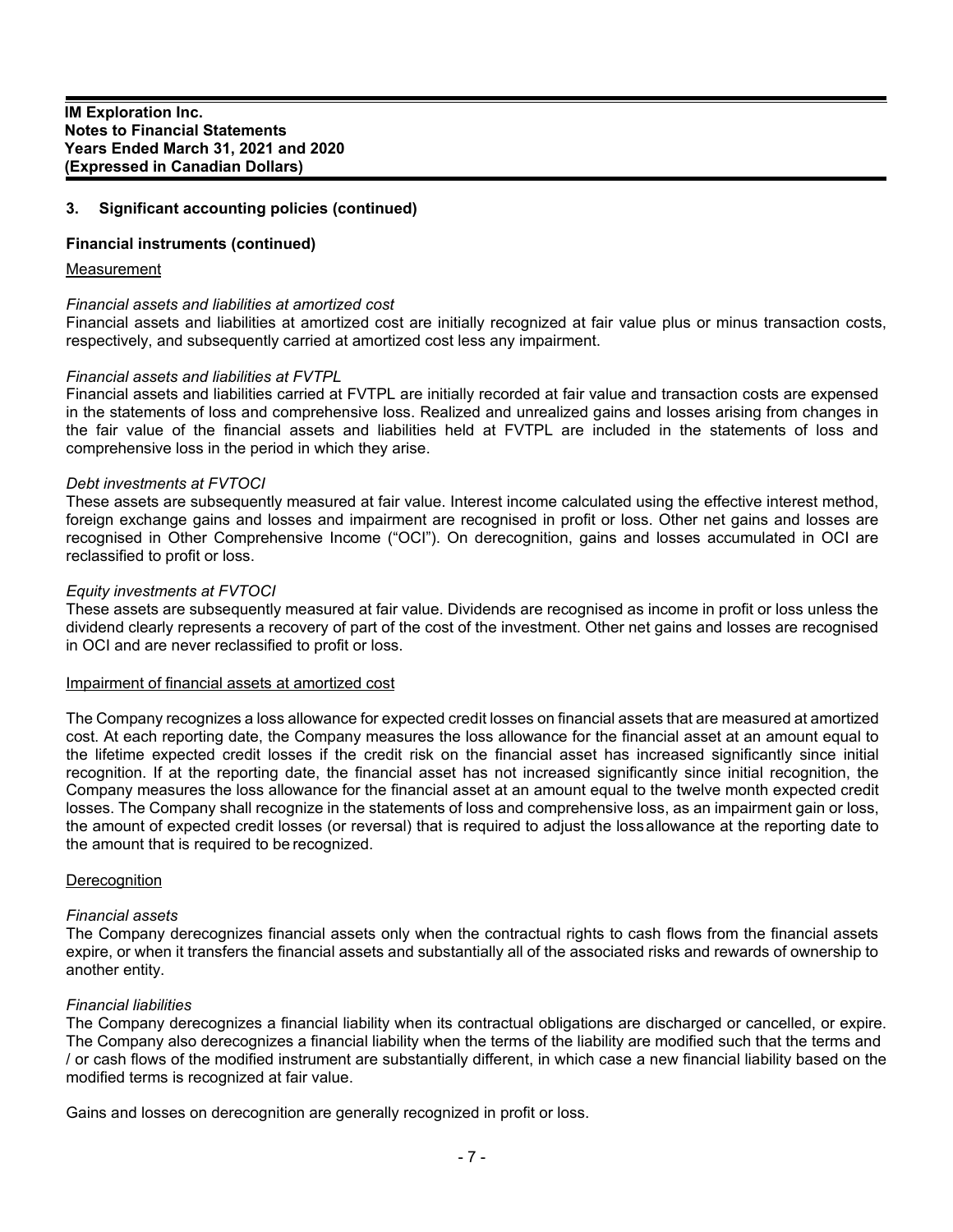## 3. Significant accounting policies (continued)

### Financial instruments (continued)

Measurement

*Financial assets and liabilities at amortized cost*

Financial assets and liabilities at amortized cost are initially recognized at fair value plus or minus transaction costs, respectively, and subsequently carried at amortized cost less any impairment.

*Financial assets and liabilities at FVTPL*

Financial assets and liabilities carried at FVTPL are initially recorded at fair value and transaction costs are expensed in the statements of loss and comprehensive loss. Realized and unrealized gains and losses arising from changes in the fair value of the financial assets and liabilities held at FVTPL are included in the statements of loss and comprehensive loss in the period in which they arise.

*Debt investments at FVTOCI*

These assets are subsequently measured at fair value. Interest income calculated using the effective interest method, foreign exchange gains and losses and impairment are recognised in profit or loss. Other net gains and losses are recognised in Other Comprehensive Income ("OCI"). On derecognition, gains and losses accumulated in OCI are reclassified to profit or loss.

*Equity investments at FVTOCI*

These assets are subsequently measured at fair value. Dividends are recognised as income in profit or loss unless the dividend clearly represents a recovery of part of the cost of the investment. Other net gains and losses are recognised in OCI and are never reclassified to profit or loss.

Impairment of financial assets at amortized cost

The Company recognizes a loss allowance for expected credit losses on financial assets that are measured at amortized cost. At each reporting date, the Company measures the loss allowance for the financial asset at an amount equal to the lifetime expected credit losses if the credit risk on the financial asset has increased significantly since initial recognition. If at the reporting date, the financial asset has not increased significantly since initial recognition, the Company measures the loss allowance for the financial asset at an amount equal to the twelve month expected credit losses. The Company shall recognize in the statements of loss and comprehensive loss, as an impairment gain or loss, the amount of expected credit losses (or reversal) that is required to adjust the loss allowance at the reporting date to the amount that is required to be recognized.

Derecognition

*Financial assets*

The Company derecognizes financial assets only when the contractual rights to cash flows from the financial assets expire, or when it transfers the financial assets and substantially all of the associated risks and rewards of ownership to another entity.

*Financial liabilities*

The Company derecognizes a financial liability when its contractual obligations are discharged or cancelled, or expire. The Company also derecognizes a financial liability when the terms of the liability are modified such that the terms and / or cash flows of the modified instrument are substantially different, in which case a new financial liability based on the modified terms is recognized at fair value.

Gains and losses on derecognition are generally recognized in profit or loss.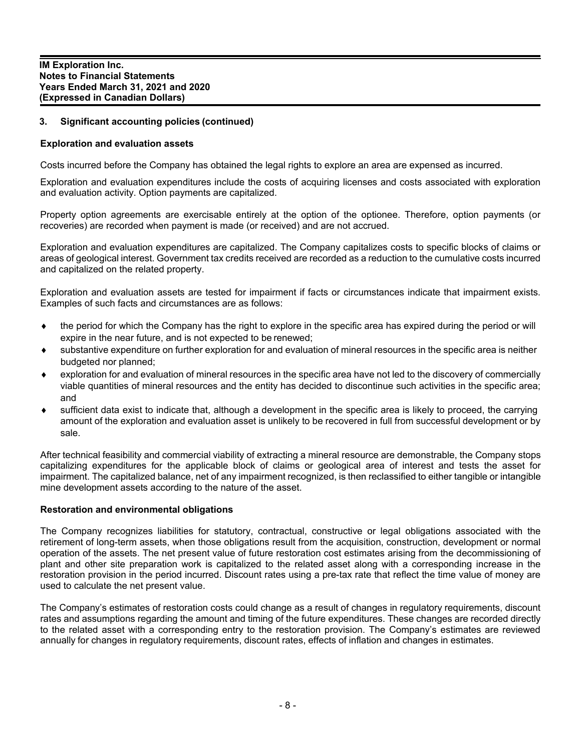## 3. Significant accounting policies (continued)

### Exploration and evaluation assets

Costs incurred before the Company has obtained the legal rights to explore an area are expensed as incurred.

Exploration and evaluation expenditures include the costs of acquiring licenses and costs associated with exploration and evaluation activity. Option payments are capitalized.

Property option agreements are exercisable entirely at the option of the optionee. Therefore, option payments (or recoveries) are recorded when payment is made (or received) and are not accrued.

Exploration and evaluation expenditures are capitalized. The Company capitalizes costs to specific blocks of claims or areas of geological interest. Government tax credits received are recorded as a reduction to the cumulative costs incurred and capitalized on the related property.

Exploration and evaluation assets are tested for impairment if facts or circumstances indicate that impairment exists. Examples of such facts and circumstances are as follows:

- the period for which the Company has the right to explore in the specific area has expired during the period or will expire in the near future, and is not expected to be renewed;
- substantive expenditure on further exploration for and evaluation of mineral resources in the specific area is neither budgeted nor planned;
- exploration for and evaluation of mineral resources in the specific area have not led to the discovery of commercially viable quantities of mineral resources and the entity has decided to discontinue such activities in the specific area; and
- sufficient data exist to indicate that, although a development in the specific area is likely to proceed, the carrying amount of the exploration and evaluation asset is unlikely to be recovered in full from successful development or by sale.

After technical feasibility and commercial viability of extracting a mineral resource are demonstrable, the Company stops capitalizing expenditures for the applicable block of claims or geological area of interest and tests the asset for impairment. The capitalized balance, net of any impairment recognized, is then reclassified to either tangible or intangible mine development assets according to the nature of the asset.

### Restoration and environmental obligations

The Company recognizes liabilities for statutory, contractual, constructive or legal obligations associated with the retirement of long-term assets, when those obligations result from the acquisition, construction, development or normal operation of the assets. The net present value of future restoration cost estimates arising from the decommissioning of plant and other site preparation work is capitalized to the related asset along with a corresponding increase in the restoration provision in the period incurred. Discount rates using a pre-tax rate that reflect the time value of money are used to calculate the net present value.

The Company's estimates of restoration costs could change as a result of changes in regulatory requirements, discount rates and assumptions regarding the amount and timing of the future expenditures. These changes are recorded directly to the related asset with a corresponding entry to the restoration provision. The Company's estimates are reviewed annually for changes in regulatory requirements, discount rates, effects of inflation and changes in estimates.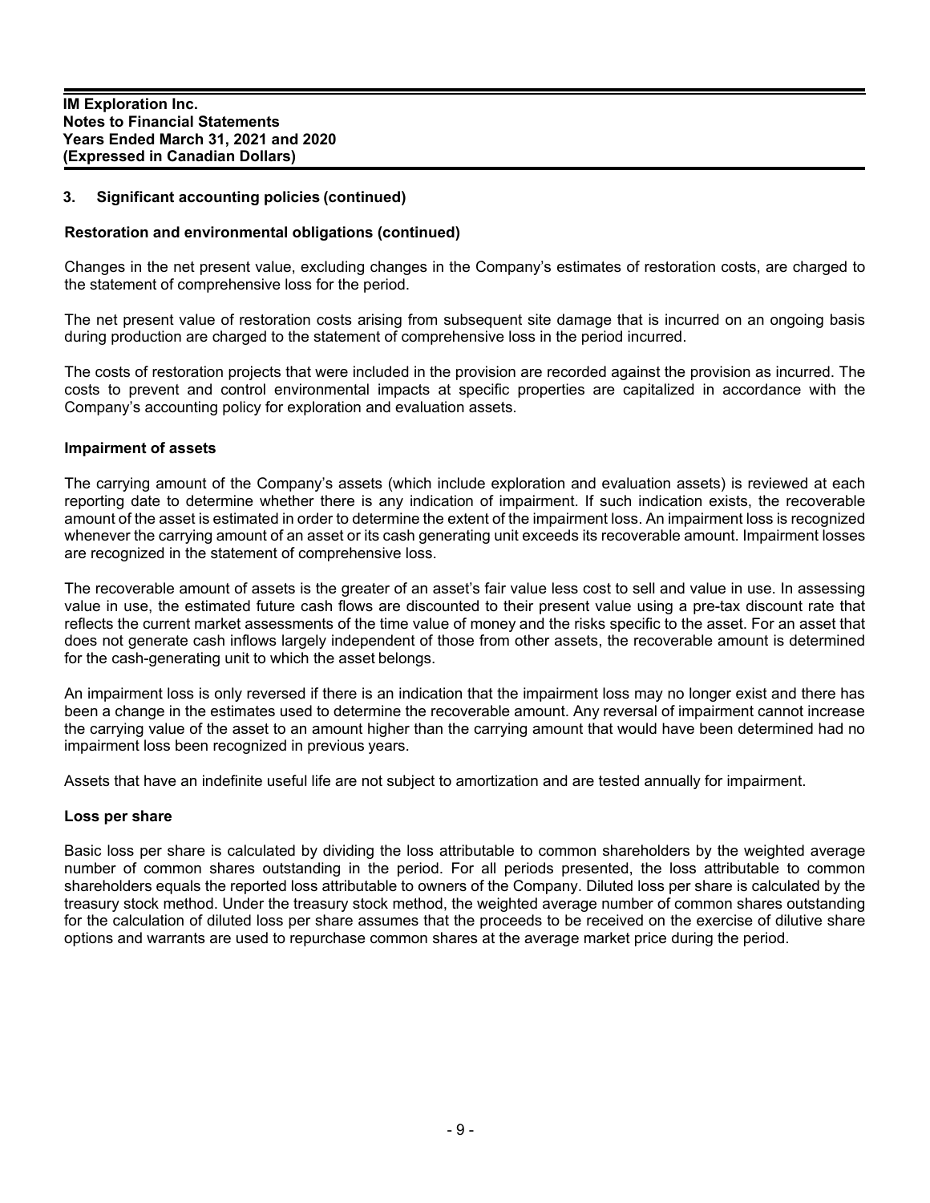## 3. Significant accounting policies (continued)

### Restoration and environmental obligations (continued)

Changes in the net present value, excluding changes in the Company's estimates of restoration costs, are charged to the statement of comprehensive loss for the period.

The net present value of restoration costs arising from subsequent site damage that is incurred on an ongoing basis during production are charged to the statement of comprehensive loss in the period incurred.

The costs of restoration projects that were included in the provision are recorded against the provision as incurred. The costs to prevent and control environmental impacts at specific properties are capitalized in accordance with the Company's accounting policy for exploration and evaluation assets.

### Impairment of assets

The carrying amount of the Company's assets (which include exploration and evaluation assets) is reviewed at each reporting date to determine whether there is any indication of impairment. If such indication exists, the recoverable amount of the asset is estimated in order to determine the extent of the impairment loss. An impairment loss is recognized whenever the carrying amount of an asset or its cash generating unit exceeds its recoverable amount. Impairment losses are recognized in the statement of comprehensive loss.

The recoverable amount of assets is the greater of an asset's fair value less cost to sell and value in use. In assessing value in use, the estimated future cash flows are discounted to their present value using a pre-tax discount rate that reflects the current market assessments of the time value of money and the risks specific to the asset. For an asset that does not generate cash inflows largely independent of those from other assets, the recoverable amount is determined for the cash-generating unit to which the asset belongs.

An impairment loss is only reversed if there is an indication that the impairment loss may no longer exist and there has been a change in the estimates used to determine the recoverable amount. Any reversal of impairment cannot increase the carrying value of the asset to an amount higher than the carrying amount that would have been determined had no impairment loss been recognized in previous years.

Assets that have an indefinite useful life are not subject to amortization and are tested annually for impairment.

### Loss per share

Basic loss per share is calculated by dividing the loss attributable to common shareholders by the weighted average number of common shares outstanding in the period. For all periods presented, the loss attributable to common shareholders equals the reported loss attributable to owners of the Company. Diluted loss per share is calculated by the treasury stock method. Under the treasury stock method, the weighted average number of common shares outstanding for the calculation of diluted loss per share assumes that the proceeds to be received on the exercise of dilutive share options and warrants are used to repurchase common shares at the average market price during the period.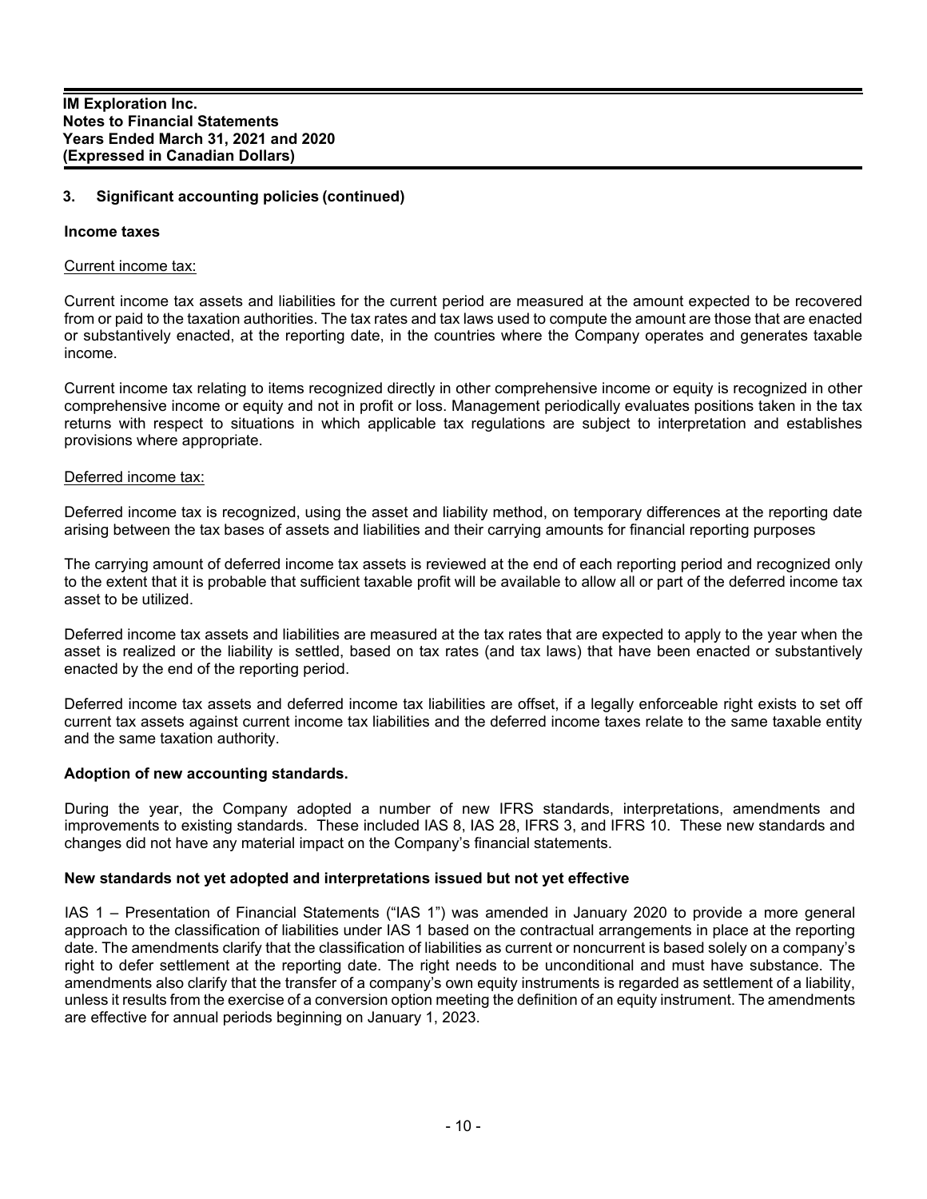## 3. Significant accounting policies (continued)

### Income taxes

Current income tax:

Current income tax assets and liabilities for the current period are measured at the amount expected to be recovered from or paid to the taxation authorities. The tax rates and tax laws used to compute the amount are those that are enacted or substantively enacted, at the reporting date, in the countries where the Company operates and generates taxable income.

Current income tax relating to items recognized directly in other comprehensive income or equity is recognized in other comprehensive income or equity and not in profit or loss. Management periodically evaluates positions taken in the tax returns with respect to situations in which applicable tax regulations are subject to interpretation and establishes provisions where appropriate.

Deferred income tax:

Deferred income tax is recognized, using the asset and liability method, on temporary differences at the reporting date arising between the tax bases of assets and liabilities and their carrying amounts for financial reporting purposes

The carrying amount of deferred income tax assets is reviewed at the end of each reporting period and recognized only to the extent that it is probable that sufficient taxable profit will be available to allow all or part of the deferred income tax asset to be utilized.

Deferred income tax assets and liabilities are measured at the tax rates that are expected to apply to the year when the asset is realized or the liability is settled, based on tax rates (and tax laws) that have been enacted or substantively enacted by the end of the reporting period.

Deferred income tax assets and deferred income tax liabilities are offset, if a legally enforceable right exists to set off current tax assets against current income tax liabilities and the deferred income taxes relate to the same taxable entity and the same taxation authority.

### Adoption of new accounting standards.

During the year, the Company adopted a number of new IFRS standards, interpretations, amendments and improvements to existing standards. These included IAS 8, IAS 28, IFRS 3, and IFRS 10. These new standards and changes did not have any material impact on the Company's financial statements.

### New standards not yet adopted and interpretations issued but not yet effective

IAS 1 – Presentation of Financial Statements ("IAS 1") was amended in January 2020 to provide a more general approach to the classification of liabilities under IAS 1 based on the contractual arrangements in place at the reporting date. The amendments clarify that the classification of liabilities as current or noncurrent is based solely on a company's right to defer settlement at the reporting date. The right needs to be unconditional and must have substance. The amendments also clarify that the transfer of a company's own equity instruments is regarded as settlement of a liability, unless it results from the exercise of a conversion option meeting the definition of an equity instrument. The amendments are effective for annual periods beginning on January 1, 2023.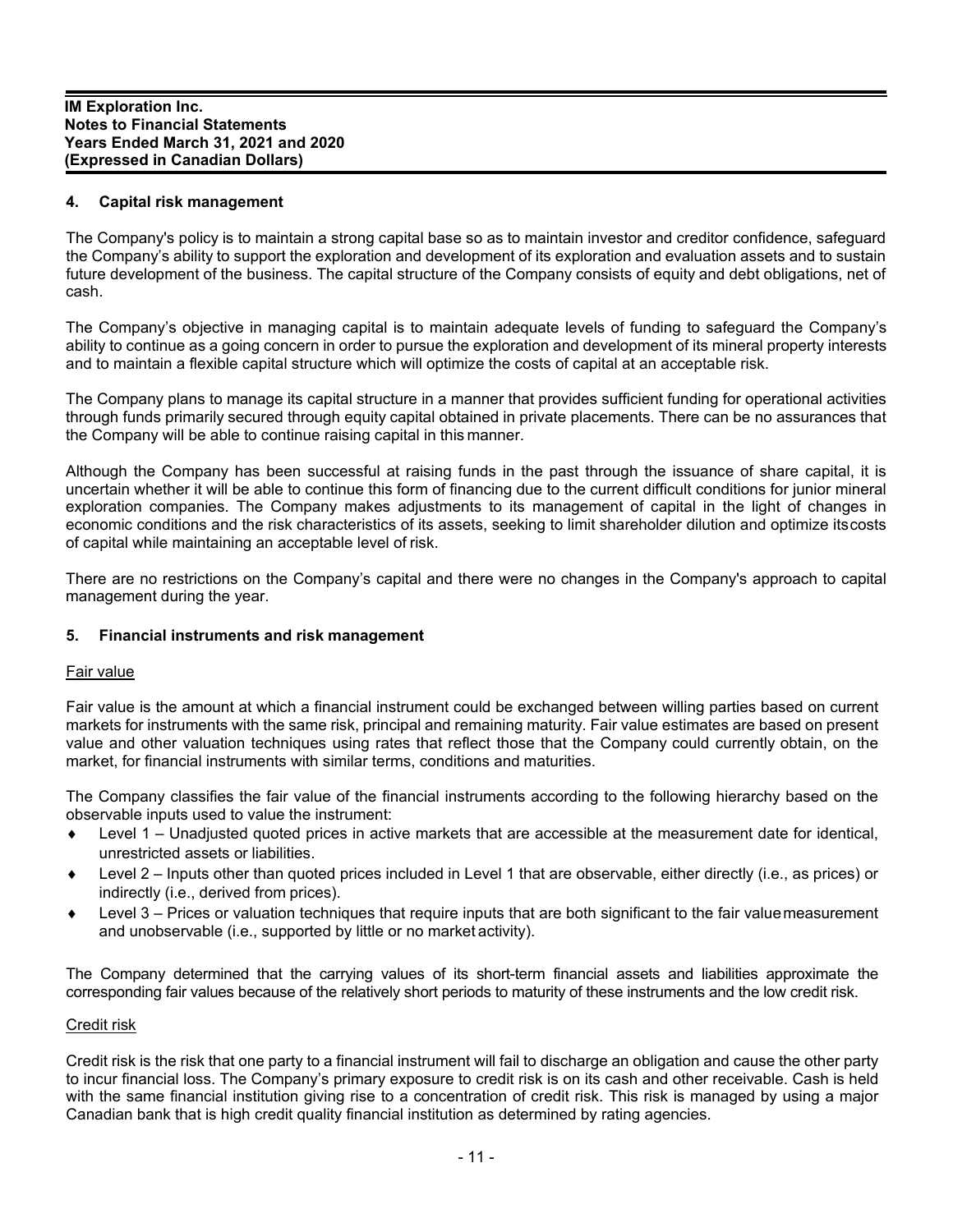## 4. Capital risk management

The Company's policy is to maintain a strong capital base so as to maintain investor and creditor confidence, safeguard the Company's ability to support the exploration and development of its exploration and evaluation assets and to sustain future development of the business. The capital structure of the Company consists of equity and debt obligations, net of cash.

The Company's objective in managing capital is to maintain adequate levels of funding to safeguard the Company's ability to continue as a going concern in order to pursue the exploration and development of its mineral property interests and to maintain a flexible capital structure which will optimize the costs of capital at an acceptable risk.

The Company plans to manage its capital structure in a manner that provides sufficient funding for operational activities through funds primarily secured through equity capital obtained in private placements. There can be no assurances that the Company will be able to continue raising capital in this manner.

Although the Company has been successful at raising funds in the past through the issuance of share capital, it is uncertain whether it will be able to continue this form of financing due to the current difficult conditions for junior mineral exploration companies. The Company makes adjustments to its management of capital in the light of changes in economic conditions and the risk characteristics of its assets, seeking to limit shareholder dilution and optimize its costs of capital while maintaining an acceptable level of risk.

There are no restrictions on the Company's capital and there were no changes in the Company's approach to capital management during the year.

## 5. Financial instruments and risk management

Fair value

Fair value is the amount at which a financial instrument could be exchanged between willing parties based on current markets for instruments with the same risk, principal and remaining maturity. Fair value estimates are based on present value and other valuation techniques using rates that reflect those that the Company could currently obtain, on the market, for financial instruments with similar terms, conditions and maturities.

The Company classifies the fair value of the financial instruments according to the following hierarchy based on the observable inputs used to value the instrument:

- Level 1 – Unadjusted quoted prices in active markets that are accessible at the measurement date for identical, unrestricted assets or liabilities.
- Level 2 – Inputs other than quoted prices included in Level 1 that are observable, either directly (i.e., as prices) or indirectly (i.e., derived from prices).
- Level 3 – Prices or valuation techniques that require inputs that are both significant to the fair value measurement and unobservable (i.e., supported by little or no market activity).

The Company determined that the carrying values of its short-term financial assets and liabilities approximate the corresponding fair values because of the relatively short periods to maturity of these instruments and the low credit risk.

Credit risk

Credit risk is the risk that one party to a financial instrument will fail to discharge an obligation and cause the other party to incur financial loss. The Company's primary exposure to credit risk is on its cash and other receivable. Cash is held with the same financial institution giving rise to a concentration of credit risk. This risk is managed by using a major Canadian bank that is high credit quality financial institution as determined by rating agencies.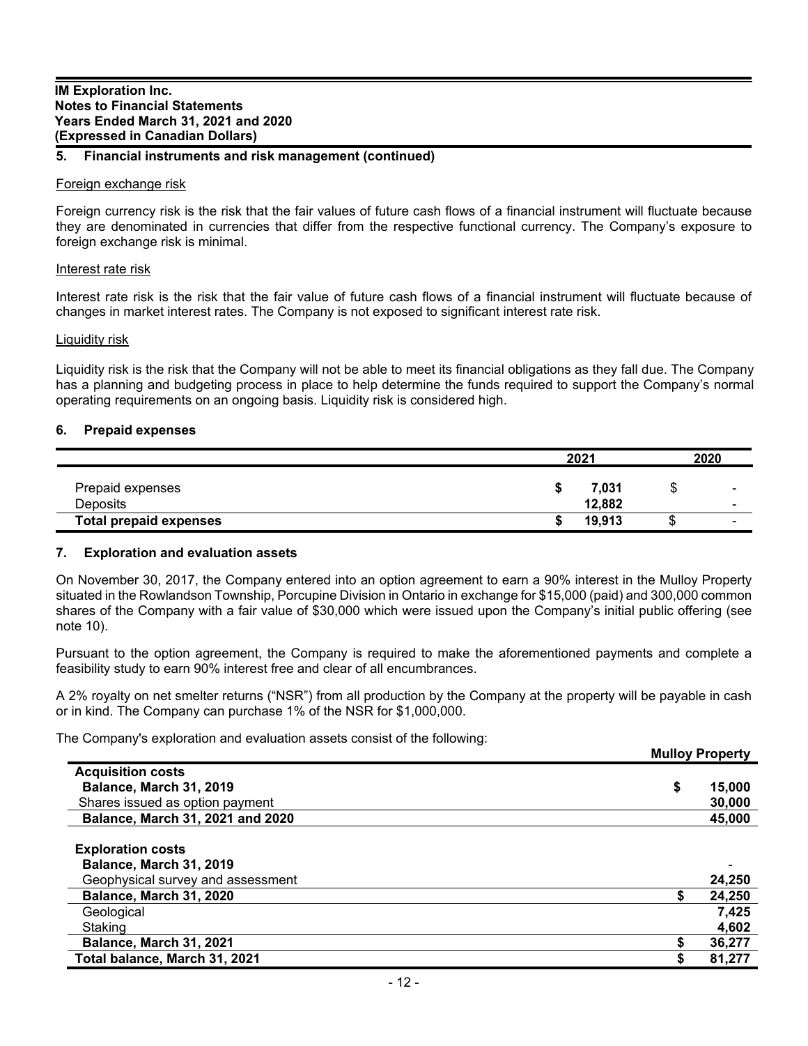## 5. Financial instruments and risk management (continued)

Foreign exchange risk

Foreign currency risk is the risk that the fair values of future cash flows of a financial instrument will fluctuate because they are denominated in currencies that differ from the respective functional currency. The Company's exposure to foreign exchange risk is minimal.

Interest rate risk

Interest rate risk is the risk that the fair value of future cash flows of a financial instrument will fluctuate because of changes in market interest rates. The Company is not exposed to significant interest rate risk.

Liquidity risk

Liquidity risk is the risk that the Company will not be able to meet its financial obligations as they fall due. The Company has a planning and budgeting process in place to help determine the funds required to support the Company's normal operating requirements on an ongoing basis. Liquidity risk is considered high.

## 6. Prepaid expenses

| | 2021 | 2020 |
|---|---|---|
| Prepaid expenses | $ 7,031 | $ - |
| Deposits | 12,882 | - |
| **Total prepaid expenses** | **$ 19,913** | $ - |

## 7. Exploration and evaluation assets

On November 30, 2017, the Company entered into an option agreement to earn a 90% interest in the Mulloy Property situated in the Rowlandson Township, Porcupine Division in Ontario in exchange for $15,000 (paid) and 300,000 common shares of the Company with a fair value of $30,000 which were issued upon the Company's initial public offering (see note 10).

Pursuant to the option agreement, the Company is required to make the aforementioned payments and complete a feasibility study to earn 90% interest free and clear of all encumbrances.

A 2% royalty on net smelter returns ("NSR") from all production by the Company at the property will be payable in cash or in kind. The Company can purchase 1% of the NSR for $1,000,000.

The Company's exploration and evaluation assets consist of the following:

| | Mulloy Property |
|---|---|
| **Acquisition costs** | |
| **Balance, March 31, 2019** | $ 15,000 |
| Shares issued as option payment | 30,000 |
| **Balance, March 31, 2021 and 2020** | **45,000** |
| | |
| **Exploration costs** | |
| **Balance, March 31, 2019** | - |
| Geophysical survey and assessment | 24,250 |
| **Balance, March 31, 2020** | **$ 24,250** |
| Geological | 7,425 |
| Staking | 4,602 |
| **Balance, March 31, 2021** | **$ 36,277** |
| **Total balance, March 31, 2021** | **$ 81,277** |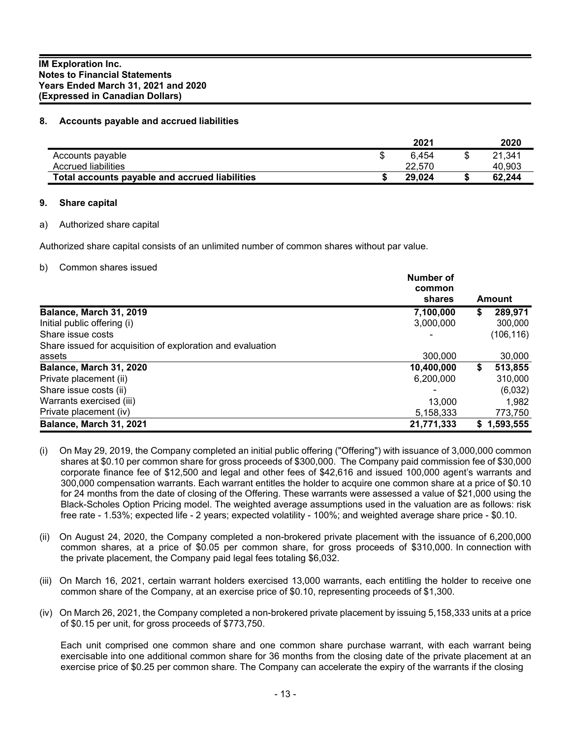## 8. Accounts payable and accrued liabilities

| | 2021 | 2020 |
|---|---|---|
| Accounts payable | $ 6,454 | $ 21,341 |
| Accrued liabilities | 22,570 | 40,903 |
| **Total accounts payable and accrued liabilities** | **$ 29,024** | **$ 62,244** |

## 9. Share capital

a) Authorized share capital

Authorized share capital consists of an unlimited number of common shares without par value.

b) Common shares issued

| | Number of common shares | Amount |
|---|---|---|
| **Balance, March 31, 2019** | **7,100,000** | **$ 289,971** |
| Initial public offering (i) | 3,000,000 | 300,000 |
| Share issue costs | - | (106,116) |
| Share issued for acquisition of exploration and evaluation assets | 300,000 | 30,000 |
| **Balance, March 31, 2020** | **10,400,000** | **$ 513,855** |
| Private placement (ii) | 6,200,000 | 310,000 |
| Share issue costs (ii) | - | (6,032) |
| Warrants exercised (iii) | 13,000 | 1,982 |
| Private placement (iv) | 5,158,333 | 773,750 |
| **Balance, March 31, 2021** | **21,771,333** | **$ 1,593,555** |

(i) On May 29, 2019, the Company completed an initial public offering ("Offering") with issuance of 3,000,000 common shares at $0.10 per common share for gross proceeds of $300,000. The Company paid commission fee of $30,000 corporate finance fee of $12,500 and legal and other fees of $42,616 and issued 100,000 agent's warrants and 300,000 compensation warrants. Each warrant entitles the holder to acquire one common share at a price of $0.10 for 24 months from the date of closing of the Offering. These warrants were assessed a value of $21,000 using the Black-Scholes Option Pricing model. The weighted average assumptions used in the valuation are as follows: risk free rate - 1.53%; expected life - 2 years; expected volatility - 100%; and weighted average share price - $0.10.

(ii) On August 24, 2020, the Company completed a non-brokered private placement with the issuance of 6,200,000 common shares, at a price of $0.05 per common share, for gross proceeds of $310,000. In connection with the private placement, the Company paid legal fees totaling $6,032.

(iii) On March 16, 2021, certain warrant holders exercised 13,000 warrants, each entitling the holder to receive one common share of the Company, at an exercise price of $0.10, representing proceeds of $1,300.

(iv) On March 26, 2021, the Company completed a non-brokered private placement by issuing 5,158,333 units at a price of $0.15 per unit, for gross proceeds of $773,750.

Each unit comprised one common share and one common share purchase warrant, with each warrant being exercisable into one additional common share for 36 months from the closing date of the private placement at an exercise price of $0.25 per common share. The Company can accelerate the expiry of the warrants if the closing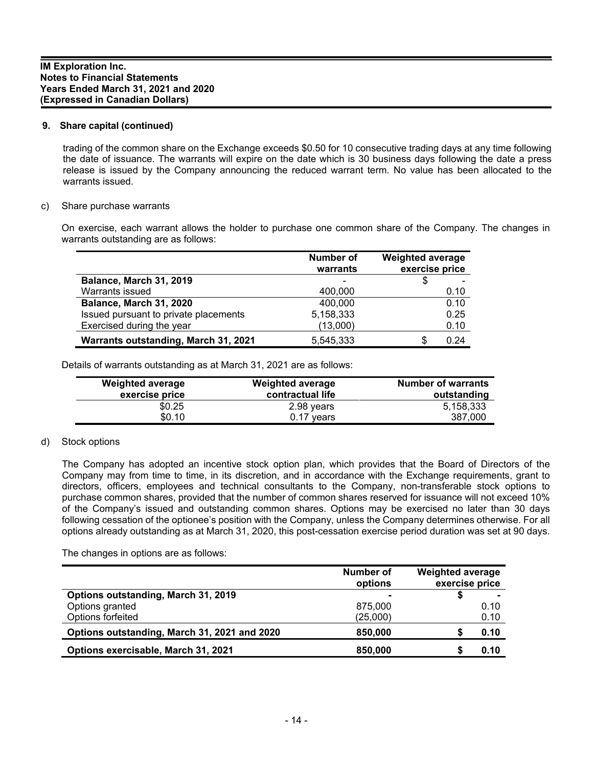## 9. Share capital (continued)

trading of the common share on the Exchange exceeds $0.50 for 10 consecutive trading days at any time following the date of issuance. The warrants will expire on the date which is 30 business days following the date a press release is issued by the Company announcing the reduced warrant term. No value has been allocated to the warrants issued.

c) Share purchase warrants

On exercise, each warrant allows the holder to purchase one common share of the Company. The changes in warrants outstanding are as follows:

| | Number of warrants | Weighted average exercise price |
|---|---|---|
| **Balance, March 31, 2019** | - | $ - |
| Warrants issued | 400,000 | 0.10 |
| **Balance, March 31, 2020** | 400,000 | 0.10 |
| Issued pursuant to private placements | 5,158,333 | 0.25 |
| Exercised during the year | (13,000) | 0.10 |
| **Warrants outstanding, March 31, 2021** | 5,545,333 | $ 0.24 |

Details of warrants outstanding as at March 31, 2021 are as follows:

| Weighted average exercise price | Weighted average contractual life | Number of warrants outstanding |
|---|---|---|
| $0.25 | 2.98 years | 5,158,333 |
| $0.10 | 0.17 years | 387,000 |

d) Stock options

The Company has adopted an incentive stock option plan, which provides that the Board of Directors of the Company may from time to time, in its discretion, and in accordance with the Exchange requirements, grant to directors, officers, employees and technical consultants to the Company, non-transferable stock options to purchase common shares, provided that the number of common shares reserved for issuance will not exceed 10% of the Company's issued and outstanding common shares. Options may be exercised no later than 30 days following cessation of the optionee's position with the Company, unless the Company determines otherwise. For all options already outstanding as at March 31, 2020, this post-cessation exercise period duration was set at 90 days.

The changes in options are as follows:

| | Number of options | Weighted average exercise price |
|---|---|---|
| **Options outstanding, March 31, 2019** | **-** | **$ -** |
| Options granted | 875,000 | 0.10 |
| Options forfeited | (25,000) | 0.10 |
| **Options outstanding, March 31, 2021 and 2020** | **850,000** | **$ 0.10** |
| **Options exercisable, March 31, 2021** | **850,000** | **$ 0.10** |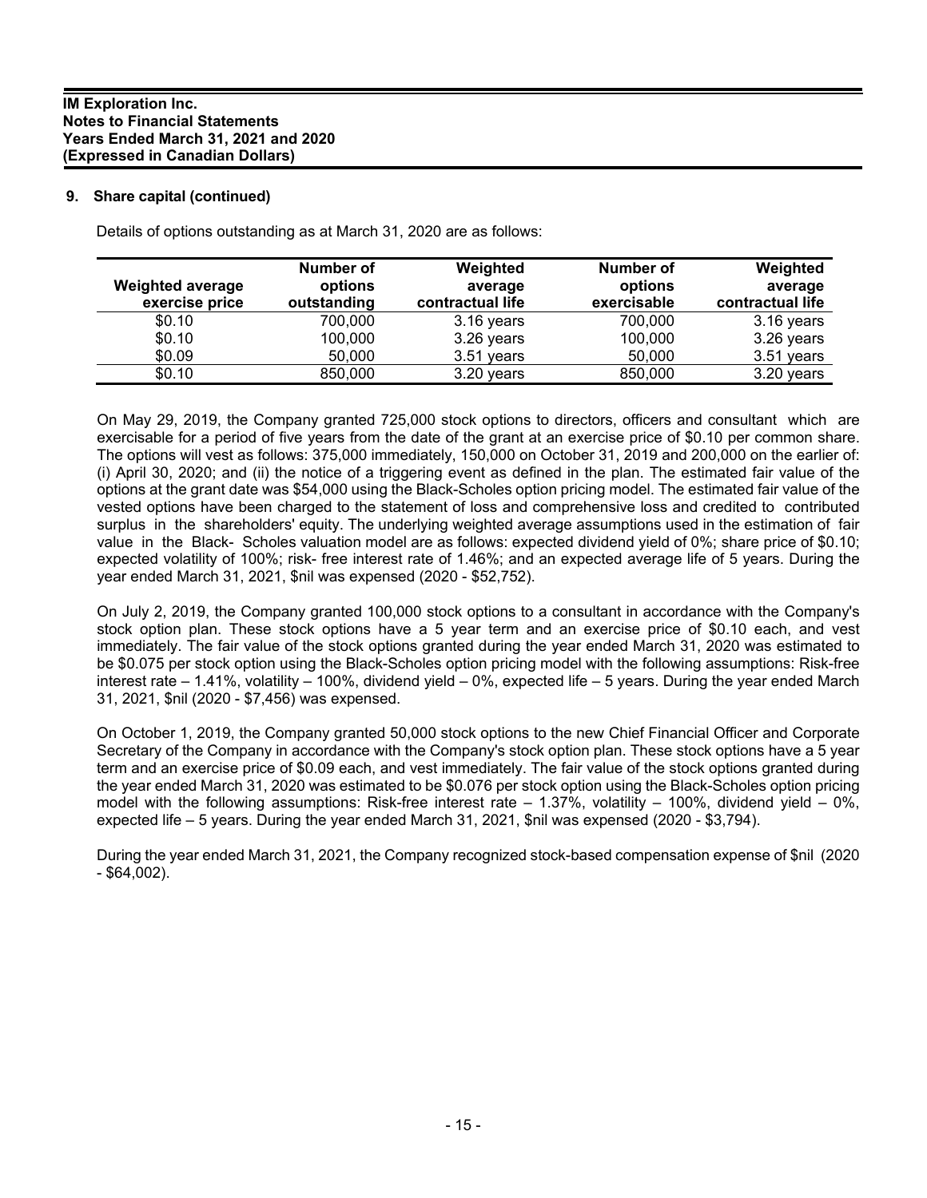## 9. Share capital (continued)

Details of options outstanding as at March 31, 2020 are as follows:

| Weighted average exercise price | Number of options outstanding | Weighted average contractual life | Number of options exercisable | Weighted average contractual life |
|---|---|---|---|---|
| $0.10 | 700,000 | 3.16 years | 700,000 | 3.16 years |
| $0.10 | 100,000 | 3.26 years | 100,000 | 3.26 years |
| $0.09 | 50,000 | 3.51 years | 50,000 | 3.51 years |
| $0.10 | 850,000 | 3.20 years | 850,000 | 3.20 years |

On May 29, 2019, the Company granted 725,000 stock options to directors, officers and consultant which are exercisable for a period of five years from the date of the grant at an exercise price of $0.10 per common share. The options will vest as follows: 375,000 immediately, 150,000 on October 31, 2019 and 200,000 on the earlier of: (i) April 30, 2020; and (ii) the notice of a triggering event as defined in the plan. The estimated fair value of the options at the grant date was $54,000 using the Black-Scholes option pricing model. The estimated fair value of the vested options have been charged to the statement of loss and comprehensive loss and credited to contributed surplus in the shareholders' equity. The underlying weighted average assumptions used in the estimation of fair value in the Black- Scholes valuation model are as follows: expected dividend yield of 0%; share price of $0.10; expected volatility of 100%; risk- free interest rate of 1.46%; and an expected average life of 5 years. During the year ended March 31, 2021, $nil was expensed (2020 - $52,752).

On July 2, 2019, the Company granted 100,000 stock options to a consultant in accordance with the Company's stock option plan. These stock options have a 5 year term and an exercise price of $0.10 each, and vest immediately. The fair value of the stock options granted during the year ended March 31, 2020 was estimated to be $0.075 per stock option using the Black-Scholes option pricing model with the following assumptions: Risk-free interest rate – 1.41%, volatility – 100%, dividend yield – 0%, expected life – 5 years. During the year ended March 31, 2021, $nil (2020 - $7,456) was expensed.

On October 1, 2019, the Company granted 50,000 stock options to the new Chief Financial Officer and Corporate Secretary of the Company in accordance with the Company's stock option plan. These stock options have a 5 year term and an exercise price of $0.09 each, and vest immediately. The fair value of the stock options granted during the year ended March 31, 2020 was estimated to be $0.076 per stock option using the Black-Scholes option pricing model with the following assumptions: Risk-free interest rate – 1.37%, volatility – 100%, dividend yield – 0%, expected life – 5 years. During the year ended March 31, 2021, $nil was expensed (2020 - $3,794).

During the year ended March 31, 2021, the Company recognized stock-based compensation expense of $nil (2020 - $64,002).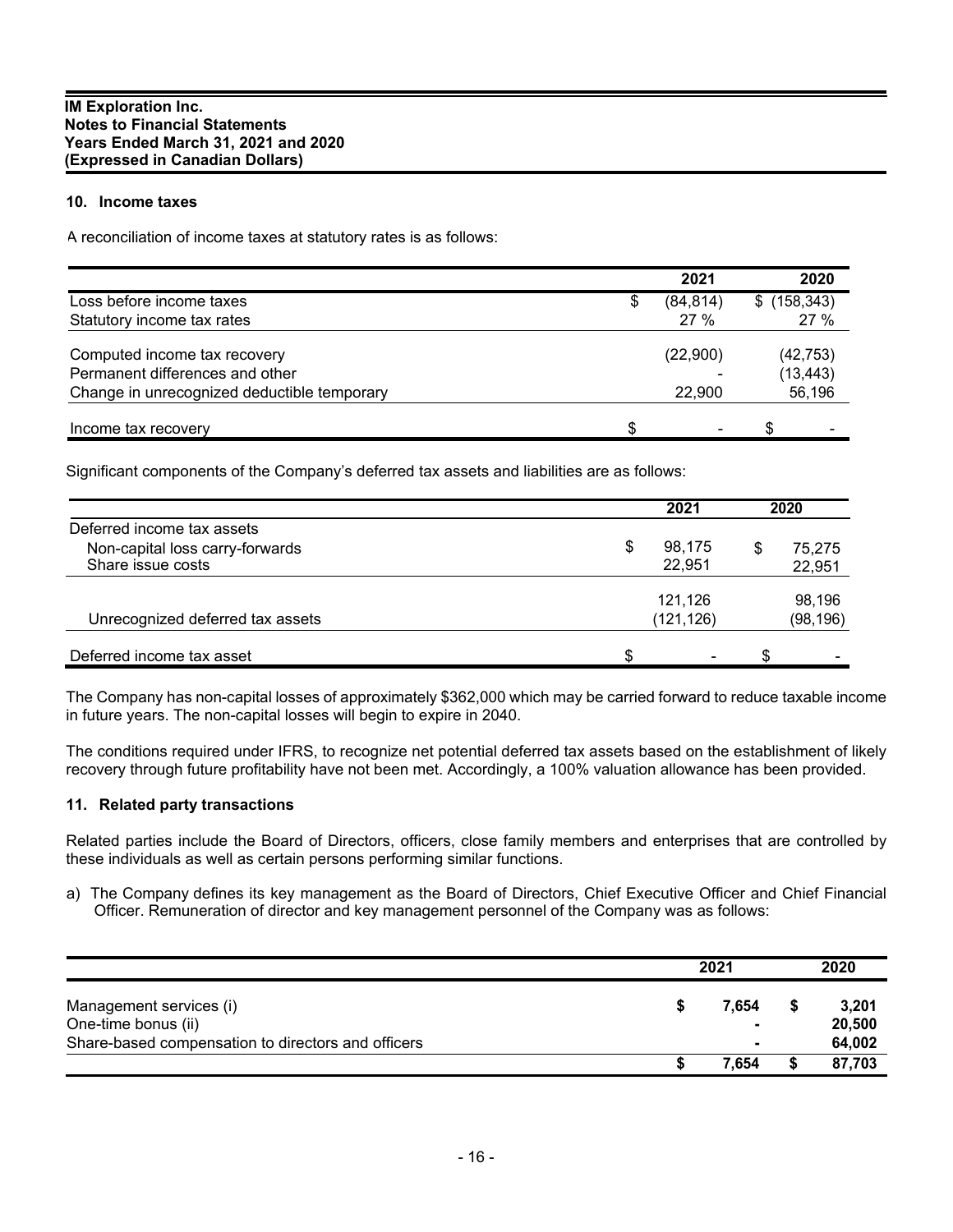## 10. Income taxes

A reconciliation of income taxes at statutory rates is as follows:

| | 2021 | 2020 |
|---|---|---|
| Loss before income taxes | $ (84,814) | $ (158,343) |
| Statutory income tax rates | 27 % | 27 % |
| Computed income tax recovery | (22,900) | (42,753) |
| Permanent differences and other | - | (13,443) |
| Change in unrecognized deductible temporary | 22,900 | 56,196 |
| Income tax recovery | $ - | $ - |

Significant components of the Company's deferred tax assets and liabilities are as follows:

| | 2021 | 2020 |
|---|---|---|
| Deferred income tax assets | | |
| Non-capital loss carry-forwards | $ 98,175 | $ 75,275 |
| Share issue costs | 22,951 | 22,951 |
| | 121,126 | 98,196 |
| Unrecognized deferred tax assets | (121,126) | (98,196) |
| Deferred income tax asset | $ - | $ - |

The Company has non-capital losses of approximately $362,000 which may be carried forward to reduce taxable income in future years. The non-capital losses will begin to expire in 2040.

The conditions required under IFRS, to recognize net potential deferred tax assets based on the establishment of likely recovery through future profitability have not been met. Accordingly, a 100% valuation allowance has been provided.

## 11. Related party transactions

Related parties include the Board of Directors, officers, close family members and enterprises that are controlled by these individuals as well as certain persons performing similar functions.

a) The Company defines its key management as the Board of Directors, Chief Executive Officer and Chief Financial Officer. Remuneration of director and key management personnel of the Company was as follows:

| | 2021 | 2020 |
|---|---|---|
| Management services (i) | **$ 7,654** | **$ 3,201** |
| One-time bonus (ii) | **-** | **20,500** |
| Share-based compensation to directors and officers | **-** | **64,002** |
| | **$ 7,654** | **$ 87,703** |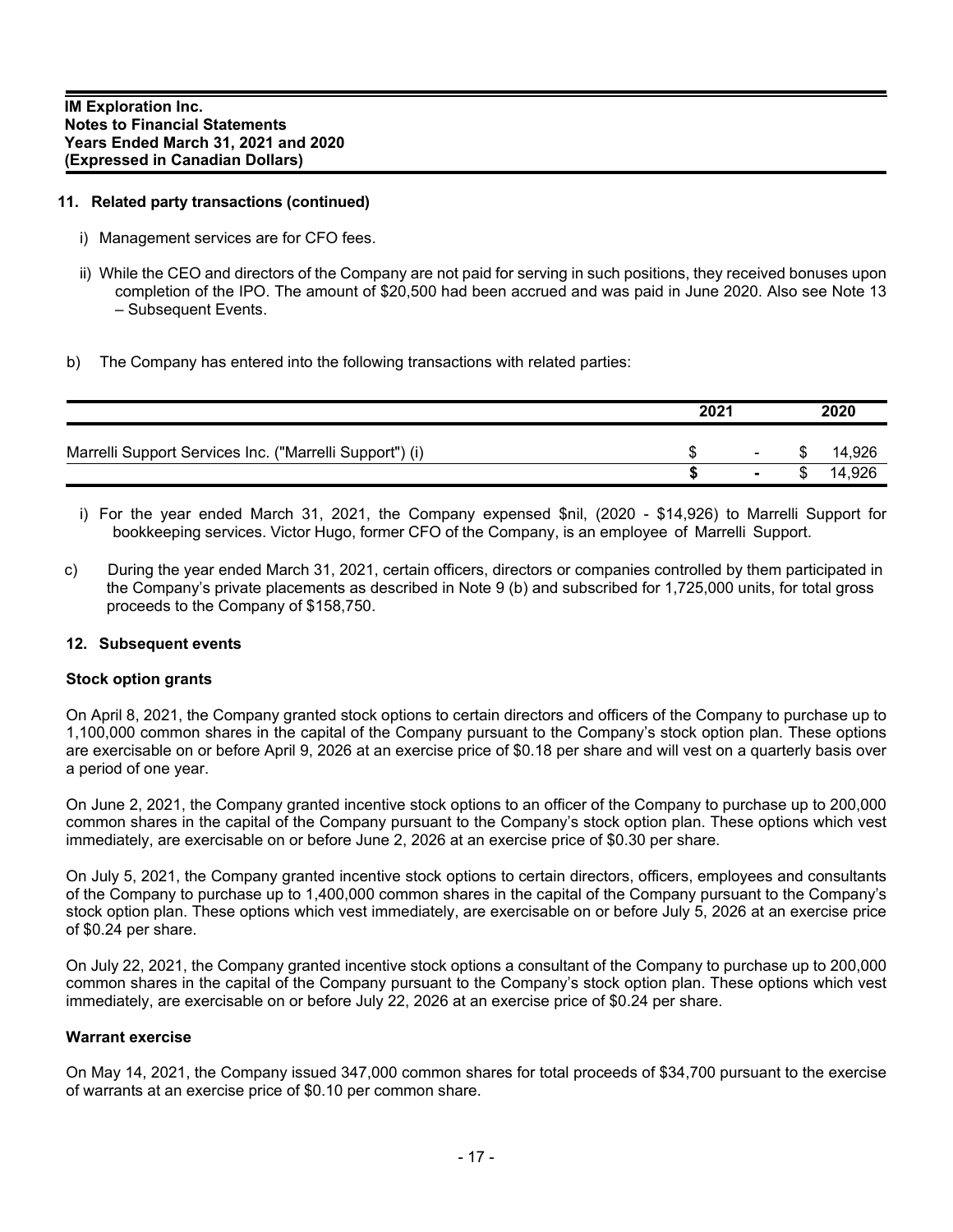**IM Exploration Inc.**
**Notes to Financial Statements**
**Years Ended March 31, 2021 and 2020**
**(Expressed in Canadian Dollars)**

## 11. Related party transactions (continued)

i) Management services are for CFO fees.

ii) While the CEO and directors of the Company are not paid for serving in such positions, they received bonuses upon completion of the IPO. The amount of $20,500 had been accrued and was paid in June 2020. Also see Note 13 – Subsequent Events.

b) The Company has entered into the following transactions with related parties:

| | 2021 | 2020 |
|---|---|---|
| Marrelli Support Services Inc. ("Marrelli Support") (i) | $ - | $ 14,926 |
| | **$ -** | $ 14,926 |

i) For the year ended March 31, 2021, the Company expensed $nil, (2020 - $14,926) to Marrelli Support for bookkeeping services. Victor Hugo, former CFO of the Company, is an employee of Marrelli Support.

c) During the year ended March 31, 2021, certain officers, directors or companies controlled by them participated in the Company's private placements as described in Note 9 (b) and subscribed for 1,725,000 units, for total gross proceeds to the Company of $158,750.

## 12. Subsequent events

### Stock option grants

On April 8, 2021, the Company granted stock options to certain directors and officers of the Company to purchase up to 1,100,000 common shares in the capital of the Company pursuant to the Company's stock option plan. These options are exercisable on or before April 9, 2026 at an exercise price of $0.18 per share and will vest on a quarterly basis over a period of one year.

On June 2, 2021, the Company granted incentive stock options to an officer of the Company to purchase up to 200,000 common shares in the capital of the Company pursuant to the Company's stock option plan. These options which vest immediately, are exercisable on or before June 2, 2026 at an exercise price of $0.30 per share.

On July 5, 2021, the Company granted incentive stock options to certain directors, officers, employees and consultants of the Company to purchase up to 1,400,000 common shares in the capital of the Company pursuant to the Company's stock option plan. These options which vest immediately, are exercisable on or before July 5, 2026 at an exercise price of $0.24 per share.

On July 22, 2021, the Company granted incentive stock options a consultant of the Company to purchase up to 200,000 common shares in the capital of the Company pursuant to the Company's stock option plan. These options which vest immediately, are exercisable on or before July 22, 2026 at an exercise price of $0.24 per share.

### Warrant exercise

On May 14, 2021, the Company issued 347,000 common shares for total proceeds of $34,700 pursuant to the exercise of warrants at an exercise price of $0.10 per common share.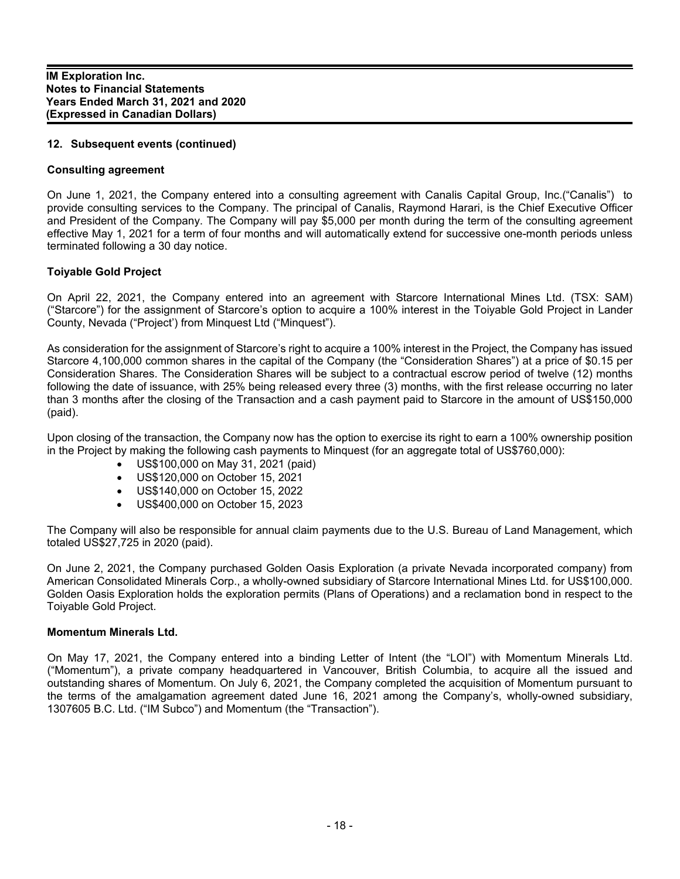## 12. Subsequent events (continued)

### Consulting agreement

On June 1, 2021, the Company entered into a consulting agreement with Canalis Capital Group, Inc.("Canalis") to provide consulting services to the Company. The principal of Canalis, Raymond Harari, is the Chief Executive Officer and President of the Company. The Company will pay $5,000 per month during the term of the consulting agreement effective May 1, 2021 for a term of four months and will automatically extend for successive one-month periods unless terminated following a 30 day notice.

### Toiyable Gold Project

On April 22, 2021, the Company entered into an agreement with Starcore International Mines Ltd. (TSX: SAM) ("Starcore") for the assignment of Starcore's option to acquire a 100% interest in the Toiyable Gold Project in Lander County, Nevada ("Project') from Minquest Ltd ("Minquest").

As consideration for the assignment of Starcore's right to acquire a 100% interest in the Project, the Company has issued Starcore 4,100,000 common shares in the capital of the Company (the "Consideration Shares") at a price of $0.15 per Consideration Shares. The Consideration Shares will be subject to a contractual escrow period of twelve (12) months following the date of issuance, with 25% being released every three (3) months, with the first release occurring no later than 3 months after the closing of the Transaction and a cash payment paid to Starcore in the amount of US$150,000 (paid).

Upon closing of the transaction, the Company now has the option to exercise its right to earn a 100% ownership position in the Project by making the following cash payments to Minquest (for an aggregate total of US$760,000):

- US$100,000 on May 31, 2021 (paid)
- US$120,000 on October 15, 2021
- US$140,000 on October 15, 2022
- US$400,000 on October 15, 2023

The Company will also be responsible for annual claim payments due to the U.S. Bureau of Land Management, which totaled US$27,725 in 2020 (paid).

On June 2, 2021, the Company purchased Golden Oasis Exploration (a private Nevada incorporated company) from American Consolidated Minerals Corp., a wholly-owned subsidiary of Starcore International Mines Ltd. for US$100,000. Golden Oasis Exploration holds the exploration permits (Plans of Operations) and a reclamation bond in respect to the Toiyable Gold Project.

### Momentum Minerals Ltd.

On May 17, 2021, the Company entered into a binding Letter of Intent (the "LOI") with Momentum Minerals Ltd. ("Momentum"), a private company headquartered in Vancouver, British Columbia, to acquire all the issued and outstanding shares of Momentum. On July 6, 2021, the Company completed the acquisition of Momentum pursuant to the terms of the amalgamation agreement dated June 16, 2021 among the Company's, wholly-owned subsidiary, 1307605 B.C. Ltd. ("IM Subco") and Momentum (the "Transaction").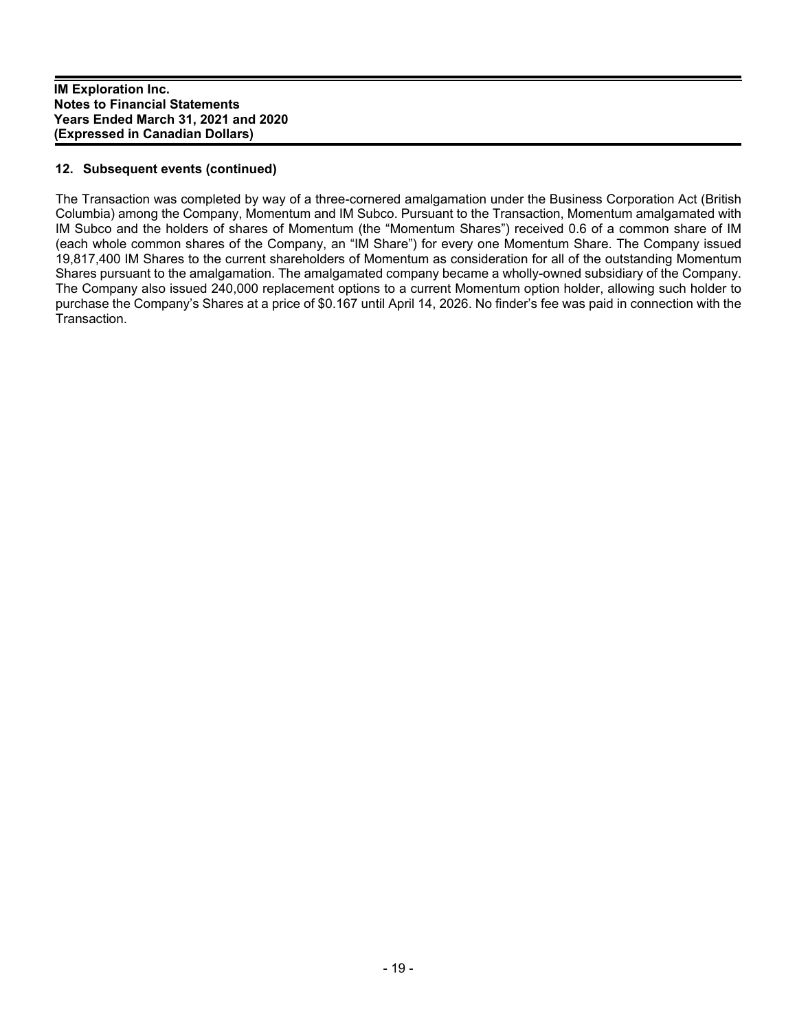## 12. Subsequent events (continued)

The Transaction was completed by way of a three-cornered amalgamation under the Business Corporation Act (British Columbia) among the Company, Momentum and IM Subco. Pursuant to the Transaction, Momentum amalgamated with IM Subco and the holders of shares of Momentum (the "Momentum Shares") received 0.6 of a common share of IM (each whole common shares of the Company, an "IM Share") for every one Momentum Share. The Company issued 19,817,400 IM Shares to the current shareholders of Momentum as consideration for all of the outstanding Momentum Shares pursuant to the amalgamation. The amalgamated company became a wholly-owned subsidiary of the Company. The Company also issued 240,000 replacement options to a current Momentum option holder, allowing such holder to purchase the Company's Shares at a price of $0.167 until April 14, 2026. No finder's fee was paid in connection with the Transaction.